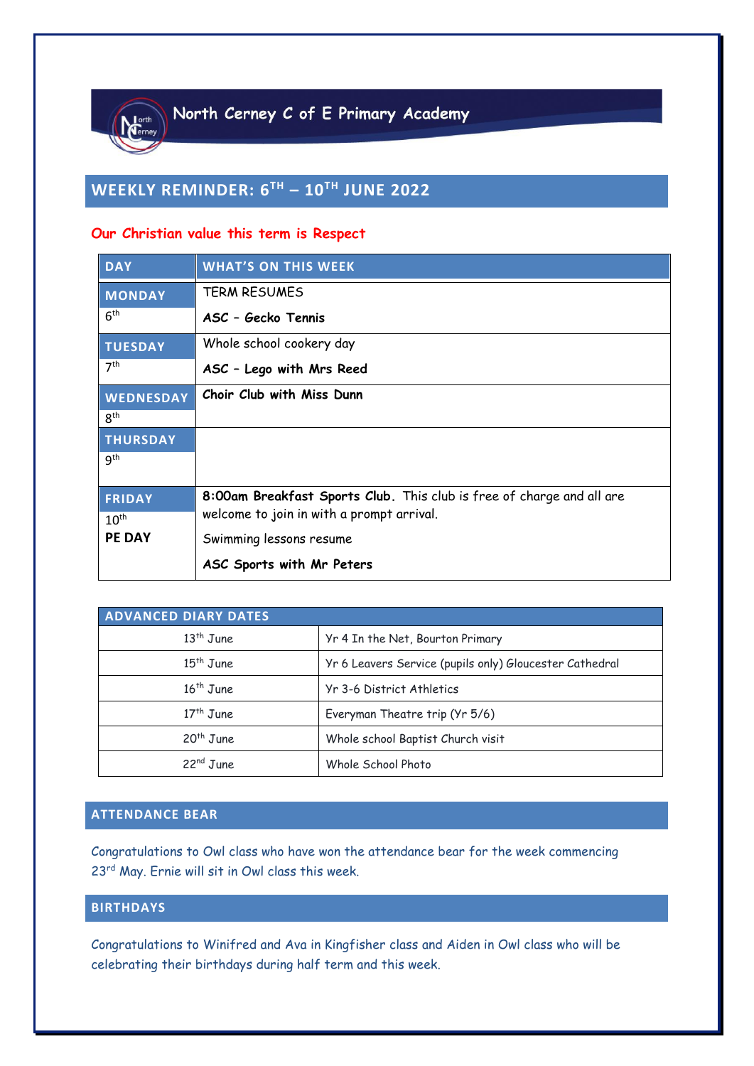# North Cerney C of E Primary Academy

## WEEKLY REMINDER: 6TH – 10TH JUNE 2022

**Our Christian value this term is Respect**

| DAY | WHAT'S ON THIS WEEK |
|---|---|
| **MONDAY** 6th | TERM RESUMES<br>**ASC – Gecko Tennis** |
| **TUESDAY** 7th | Whole school cookery day<br>**ASC – Lego with Mrs Reed** |
| **WEDNESDAY** 8th | **Choir Club with Miss Dunn** |
| **THURSDAY** 9th | |
| **FRIDAY** 10th **PE DAY** | **8:00am Breakfast Sports Club.** This club is free of charge and all are welcome to join in with a prompt arrival.<br>Swimming lessons resume<br>**ASC Sports with Mr Peters** |

| ADVANCED DIARY DATES | |
|---|---|
| 13th June | Yr 4 In the Net, Bourton Primary |
| 15th June | Yr 6 Leavers Service (pupils only) Gloucester Cathedral |
| 16th June | Yr 3-6 District Athletics |
| 17th June | Everyman Theatre trip (Yr 5/6) |
| 20th June | Whole school Baptist Church visit |
| 22nd June | Whole School Photo |

## ATTENDANCE BEAR

Congratulations to Owl class who have won the attendance bear for the week commencing 23rd May. Ernie will sit in Owl class this week.

## BIRTHDAYS

Congratulations to Winifred and Ava in Kingfisher class and Aiden in Owl class who will be celebrating their birthdays during half term and this week.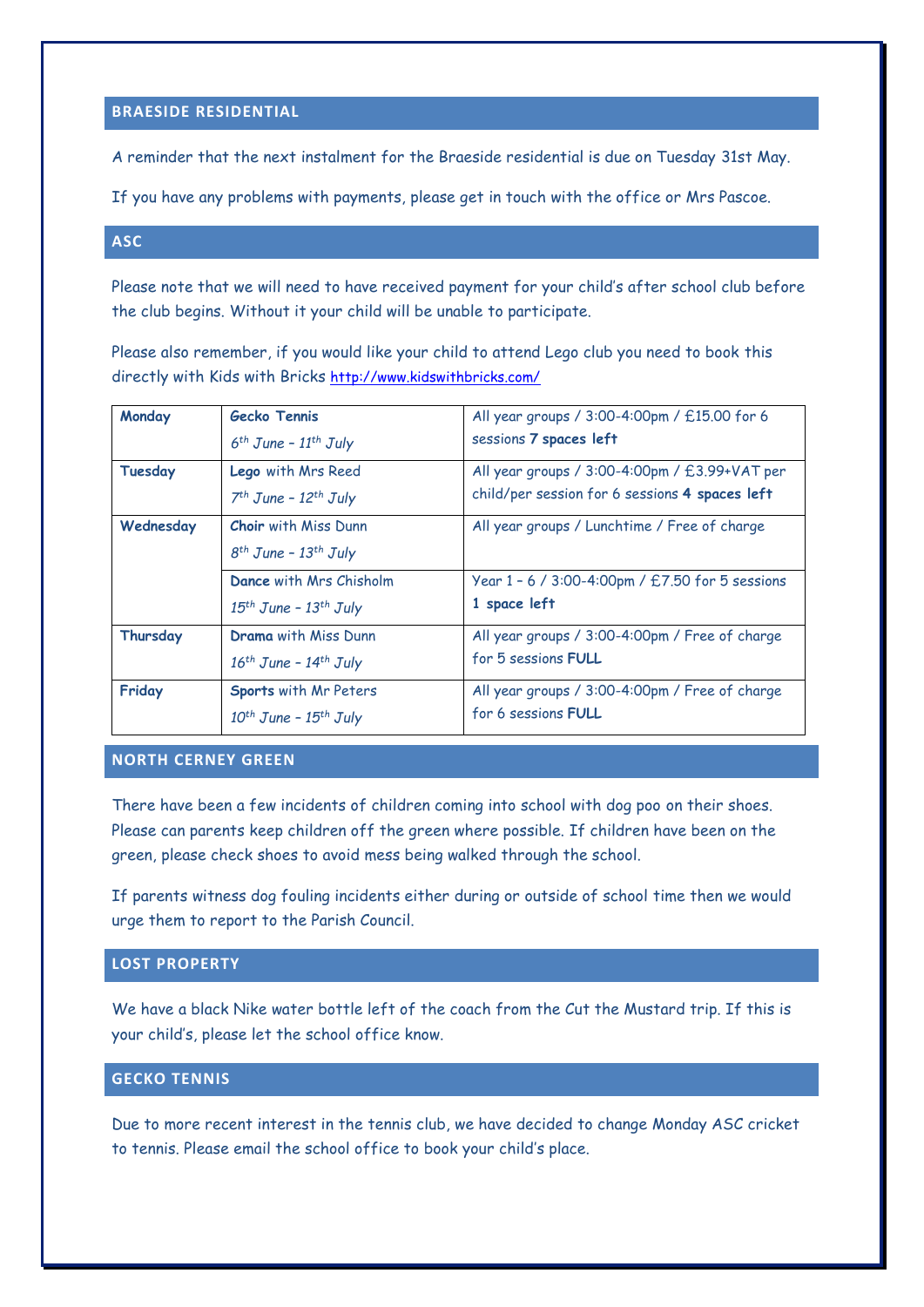## BRAESIDE RESIDENTIAL

A reminder that the next instalment for the Braeside residential is due on Tuesday 31st May.

If you have any problems with payments, please get in touch with the office or Mrs Pascoe.

## ASC

Please note that we will need to have received payment for your child's after school club before the club begins. Without it your child will be unable to participate.

Please also remember, if you would like your child to attend Lego club you need to book this directly with Kids with Bricks http://www.kidswithbricks.com/

| | | |
|---|---|---|
| **Monday** | **Gecko Tennis**<br>*6th June – 11th July* | All year groups / 3:00-4:00pm / £15.00 for 6 sessions **7 spaces left** |
| **Tuesday** | **Lego** with Mrs Reed<br>*7th June – 12th July* | All year groups / 3:00-4:00pm / £3.99+VAT per child/per session for 6 sessions **4 spaces left** |
| **Wednesday** | **Choir** with Miss Dunn<br>*8th June – 13th July* | All year groups / Lunchtime / Free of charge |
| | **Dance** with Mrs Chisholm<br>*15th June – 13th July* | Year 1 – 6 / 3:00-4:00pm / £7.50 for 5 sessions **1 space left** |
| **Thursday** | **Drama** with Miss Dunn<br>*16th June – 14th July* | All year groups / 3:00-4:00pm / Free of charge for 5 sessions **FULL** |
| **Friday** | **Sports** with Mr Peters<br>*10th June – 15th July* | All year groups / 3:00-4:00pm / Free of charge for 6 sessions **FULL** |

## NORTH CERNEY GREEN

There have been a few incidents of children coming into school with dog poo on their shoes. Please can parents keep children off the green where possible. If children have been on the green, please check shoes to avoid mess being walked through the school.

If parents witness dog fouling incidents either during or outside of school time then we would urge them to report to the Parish Council.

## LOST PROPERTY

We have a black Nike water bottle left of the coach from the Cut the Mustard trip. If this is your child's, please let the school office know.

## GECKO TENNIS

Due to more recent interest in the tennis club, we have decided to change Monday ASC cricket to tennis. Please email the school office to book your child's place.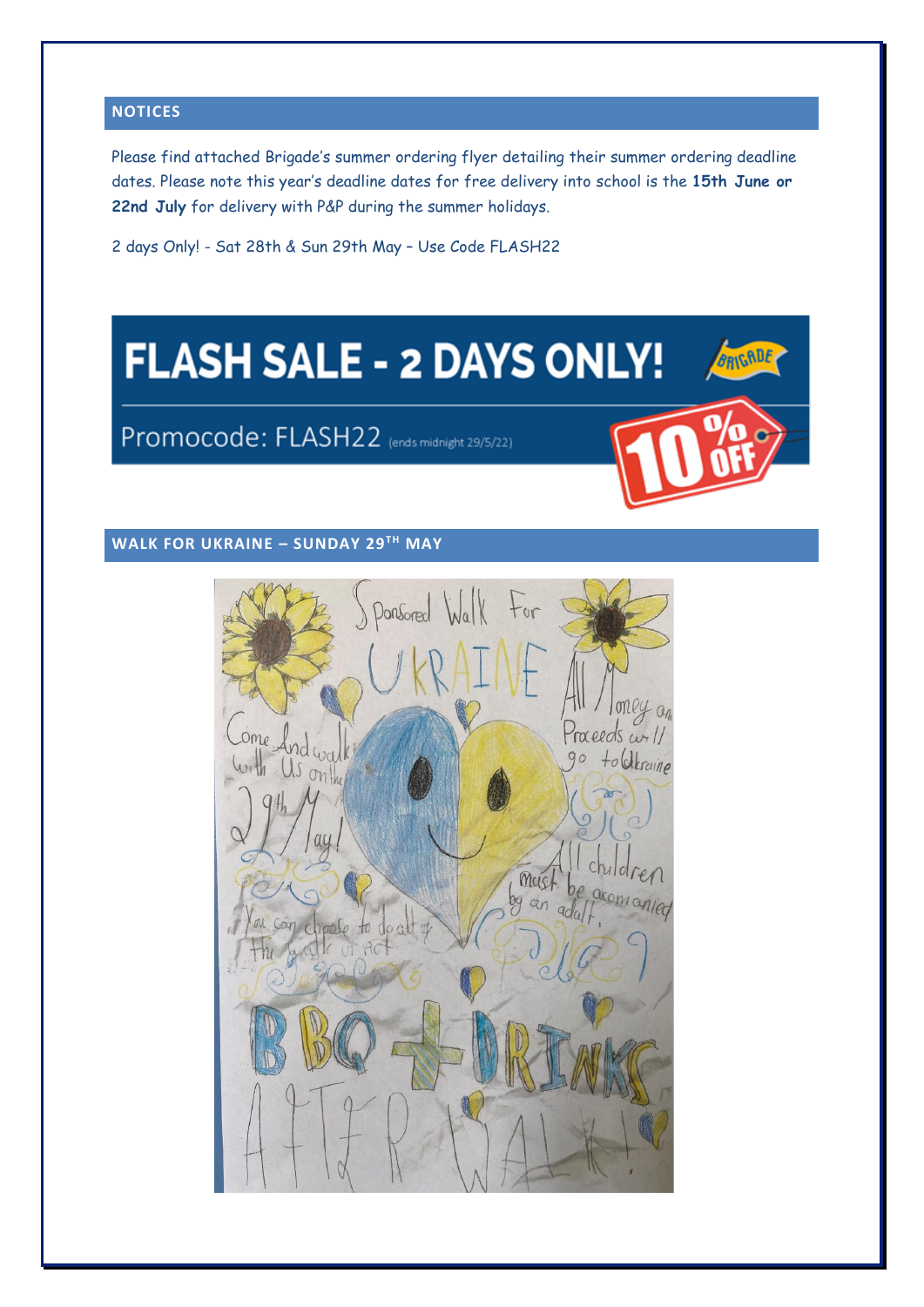## NOTICES

Please find attached Brigade's summer ordering flyer detailing their summer ordering deadline dates. Please note this year's deadline dates for free delivery into school is the **15th June or 22nd July** for delivery with P&P during the summer holidays.

2 days Only! - Sat 28th & Sun 29th May – Use Code FLASH22

**FLASH SALE - 2 DAYS ONLY!**

Promocode: FLASH22 (ends midnight 29/5/22)

10% OFF

## WALK FOR UKRAINE – SUNDAY 29TH MAY

Sponsored Walk For UKRAINE

Come And walk with Us on the 29th May!

All Money and Proceeds will go to Ukraine

All children must be accompanied by an adult.

You can choose to do all of the walk or part

BBQ + DRINKS AFTER WALK!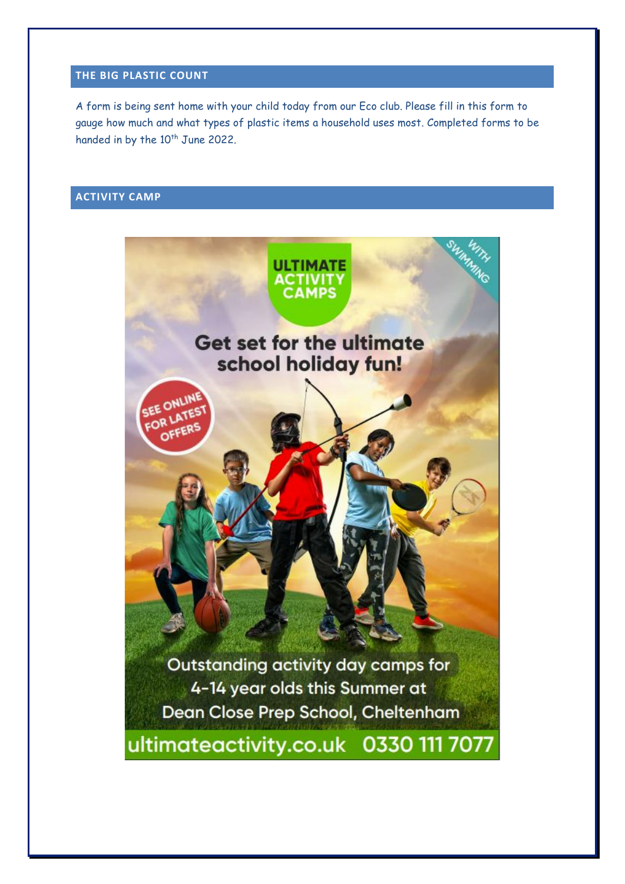## THE BIG PLASTIC COUNT

A form is being sent home with your child today from our Eco club. Please fill in this form to gauge how much and what types of plastic items a household uses most. Completed forms to be handed in by the 10th June 2022.

## ACTIVITY CAMP

ULTIMATE ACTIVITY CAMPS

WITH SWIMMING

Get set for the ultimate school holiday fun!

SEE ONLINE FOR LATEST OFFERS

Outstanding activity day camps for 4-14 year olds this Summer at Dean Close Prep School, Cheltenham

ultimateactivity.co.uk 0330 111 7077